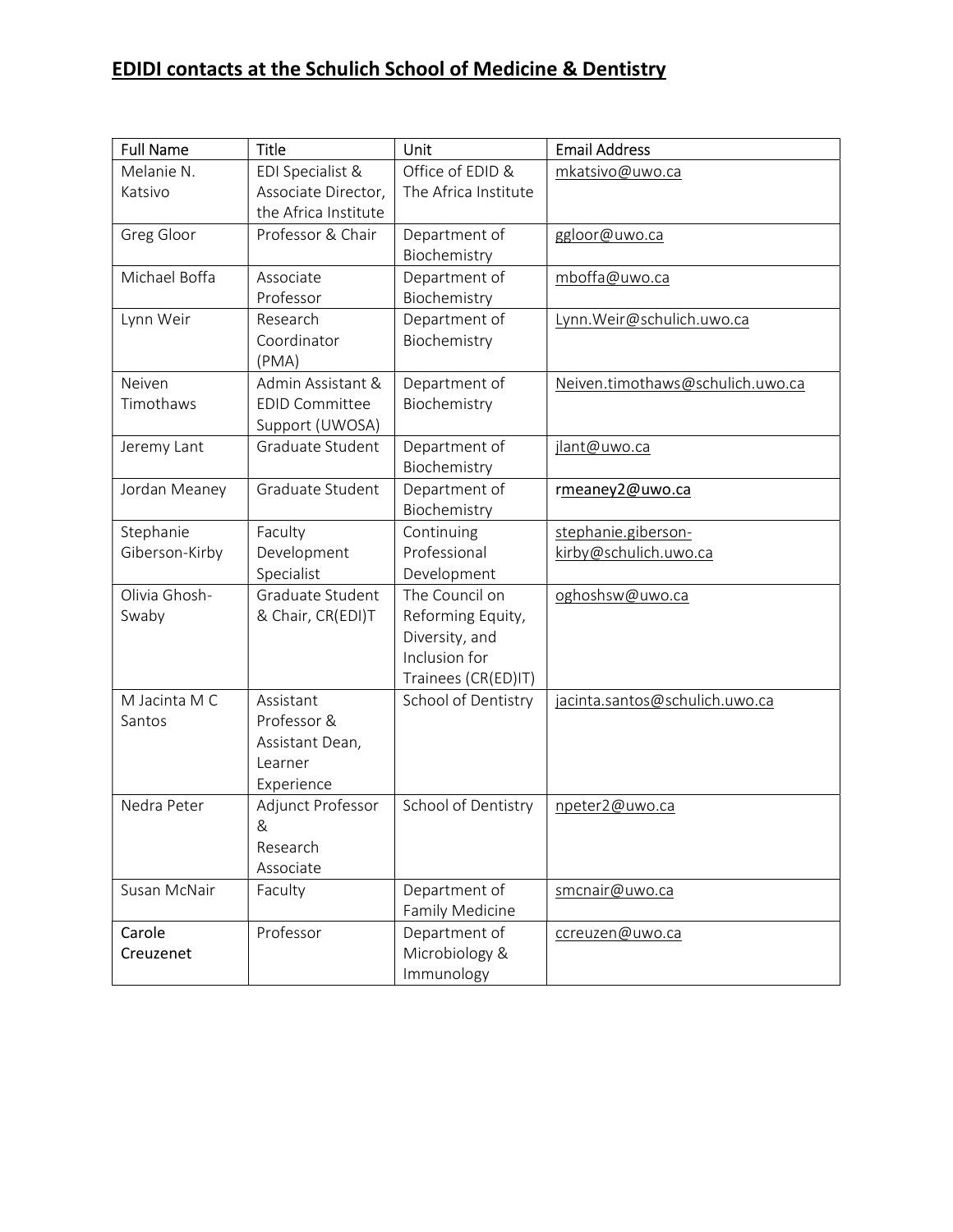# EDIDI contacts at the Schulich School of Medicine & Dentistry

| Full Name | Title | Unit | Email Address |
|---|---|---|---|
| Melanie N. Katsivo | EDI Specialist & Associate Director, the Africa Institute | Office of EDID & The Africa Institute | mkatsivo@uwo.ca |
| Greg Gloor | Professor & Chair | Department of Biochemistry | ggloor@uwo.ca |
| Michael Boffa | Associate Professor | Department of Biochemistry | mboffa@uwo.ca |
| Lynn Weir | Research Coordinator (PMA) | Department of Biochemistry | Lynn.Weir@schulich.uwo.ca |
| Neiven Timothaws | Admin Assistant & EDID Committee Support (UWOSA) | Department of Biochemistry | Neiven.timothaws@schulich.uwo.ca |
| Jeremy Lant | Graduate Student | Department of Biochemistry | jlant@uwo.ca |
| Jordan Meaney | Graduate Student | Department of Biochemistry | rmeaney2@uwo.ca |
| Stephanie Giberson-Kirby | Faculty Development Specialist | Continuing Professional Development | stephanie.giberson-kirby@schulich.uwo.ca |
| Olivia Ghosh-Swaby | Graduate Student & Chair, CR(EDI)T | The Council on Reforming Equity, Diversity, and Inclusion for Trainees (CR(ED)IT) | oghoshsw@uwo.ca |
| M Jacinta M C Santos | Assistant Professor & Assistant Dean, Learner Experience | School of Dentistry | jacinta.santos@schulich.uwo.ca |
| Nedra Peter | Adjunct Professor & Research Associate | School of Dentistry | npeter2@uwo.ca |
| Susan McNair | Faculty | Department of Family Medicine | smcnair@uwo.ca |
| Carole Creuzenet | Professor | Department of Microbiology & Immunology | ccreuzen@uwo.ca |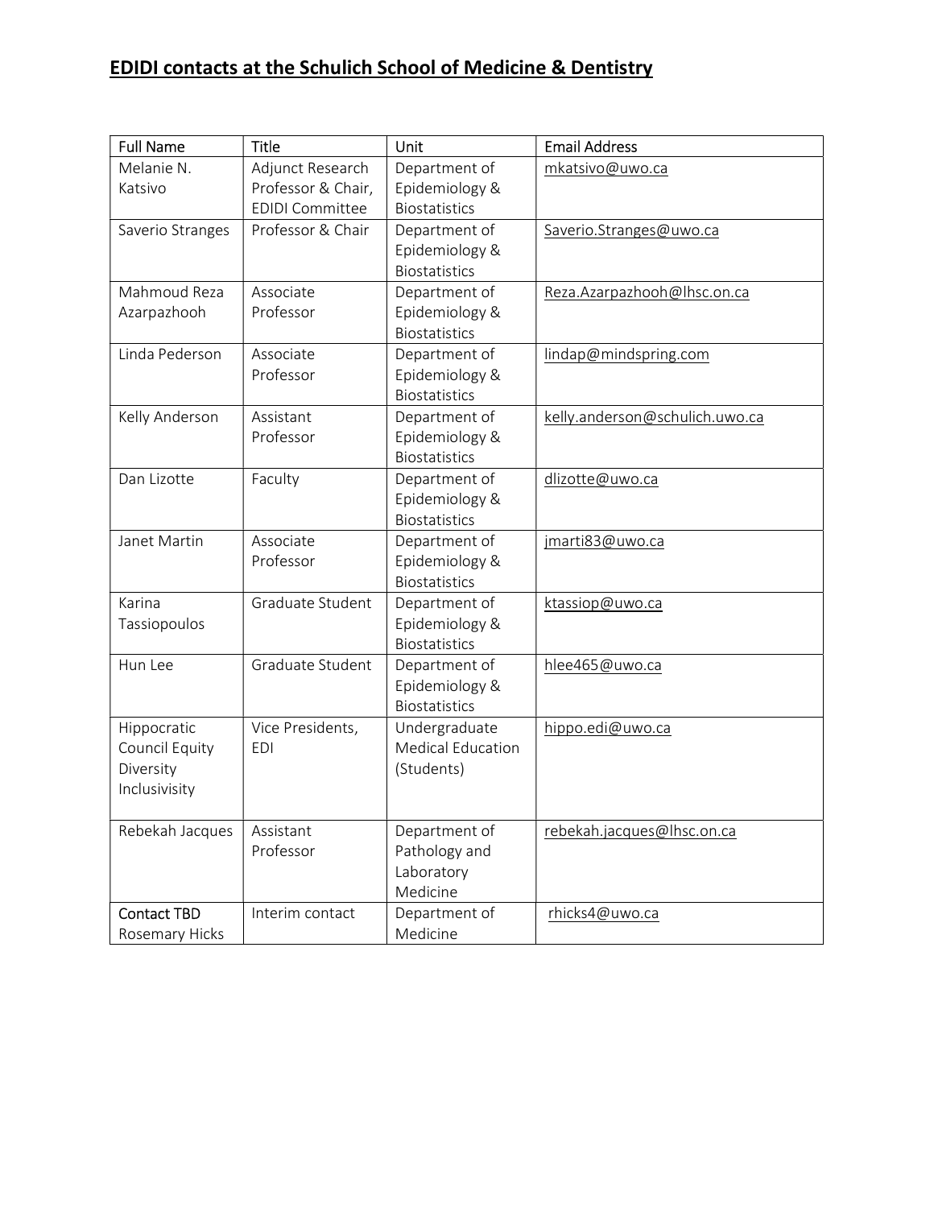## EDIDI contacts at the Schulich School of Medicine & Dentistry

| Full Name | Title | Unit | Email Address |
|---|---|---|---|
| Melanie N. Katsivo | Adjunct Research Professor & Chair, EDIDI Committee | Department of Epidemiology & Biostatistics | mkatsivo@uwo.ca |
| Saverio Stranges | Professor & Chair | Department of Epidemiology & Biostatistics | Saverio.Stranges@uwo.ca |
| Mahmoud Reza Azarpazhooh | Associate Professor | Department of Epidemiology & Biostatistics | Reza.Azarpazhooh@lhsc.on.ca |
| Linda Pederson | Associate Professor | Department of Epidemiology & Biostatistics | lindap@mindspring.com |
| Kelly Anderson | Assistant Professor | Department of Epidemiology & Biostatistics | kelly.anderson@schulich.uwo.ca |
| Dan Lizotte | Faculty | Department of Epidemiology & Biostatistics | dlizotte@uwo.ca |
| Janet Martin | Associate Professor | Department of Epidemiology & Biostatistics | jmarti83@uwo.ca |
| Karina Tassiopoulos | Graduate Student | Department of Epidemiology & Biostatistics | ktassiop@uwo.ca |
| Hun Lee | Graduate Student | Department of Epidemiology & Biostatistics | hlee465@uwo.ca |
| Hippocratic Council Equity Diversity Inclusivisity | Vice Presidents, EDI | Undergraduate Medical Education (Students) | hippo.edi@uwo.ca |
| Rebekah Jacques | Assistant Professor | Department of Pathology and Laboratory Medicine | rebekah.jacques@lhsc.on.ca |
| Contact TBD Rosemary Hicks | Interim contact | Department of Medicine | rhicks4@uwo.ca |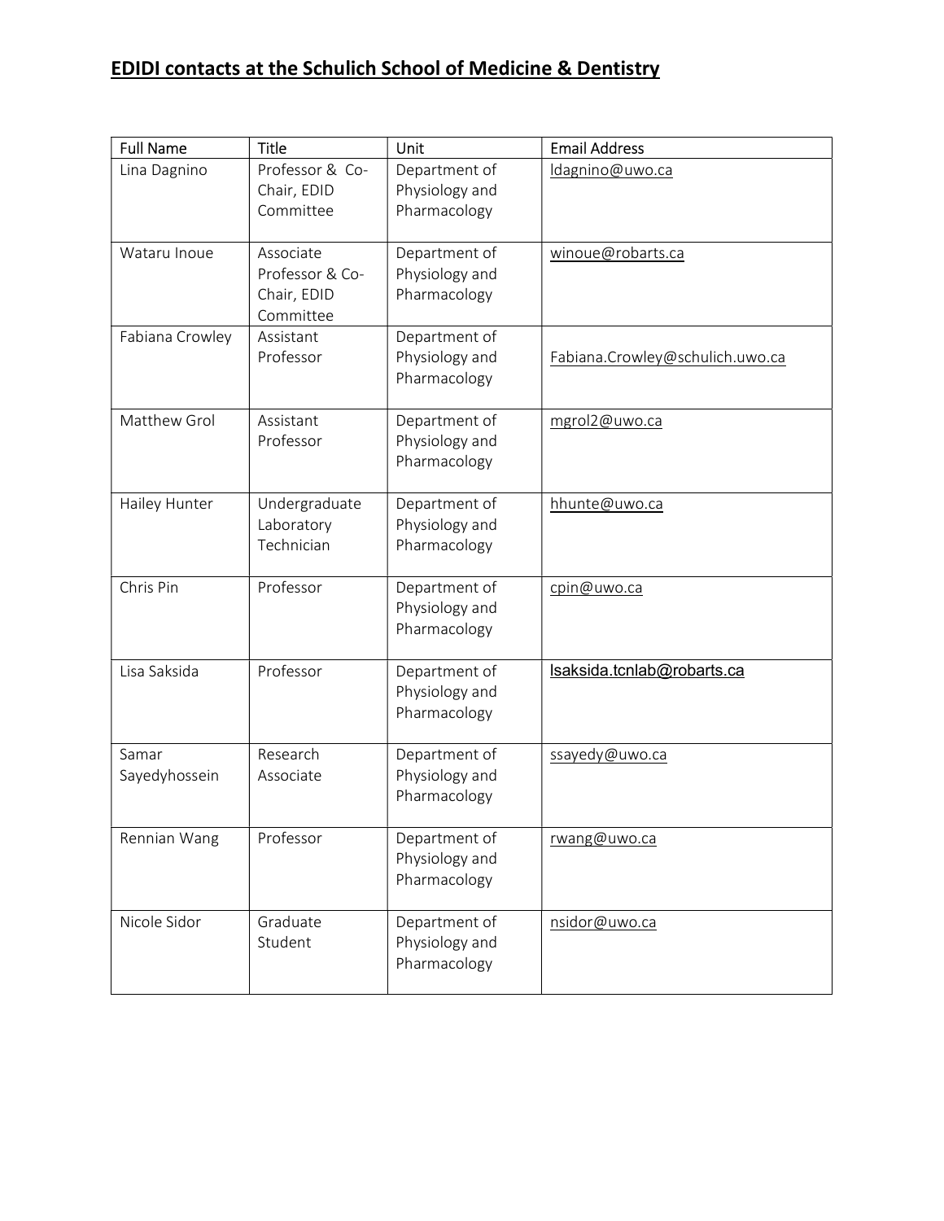## EDIDI contacts at the Schulich School of Medicine & Dentistry

| Full Name | Title | Unit | Email Address |
| --- | --- | --- | --- |
| Lina Dagnino | Professor & Co-Chair, EDID Committee | Department of Physiology and Pharmacology | ldagnino@uwo.ca |
| Wataru Inoue | Associate Professor & Co-Chair, EDID Committee | Department of Physiology and Pharmacology | winoue@robarts.ca |
| Fabiana Crowley | Assistant Professor | Department of Physiology and Pharmacology | Fabiana.Crowley@schulich.uwo.ca |
| Matthew Grol | Assistant Professor | Department of Physiology and Pharmacology | mgrol2@uwo.ca |
| Hailey Hunter | Undergraduate Laboratory Technician | Department of Physiology and Pharmacology | hhunte@uwo.ca |
| Chris Pin | Professor | Department of Physiology and Pharmacology | cpin@uwo.ca |
| Lisa Saksida | Professor | Department of Physiology and Pharmacology | lsaksida.tcnlab@robarts.ca |
| Samar Sayedyhossein | Research Associate | Department of Physiology and Pharmacology | ssayedy@uwo.ca |
| Rennian Wang | Professor | Department of Physiology and Pharmacology | rwang@uwo.ca |
| Nicole Sidor | Graduate Student | Department of Physiology and Pharmacology | nsidor@uwo.ca |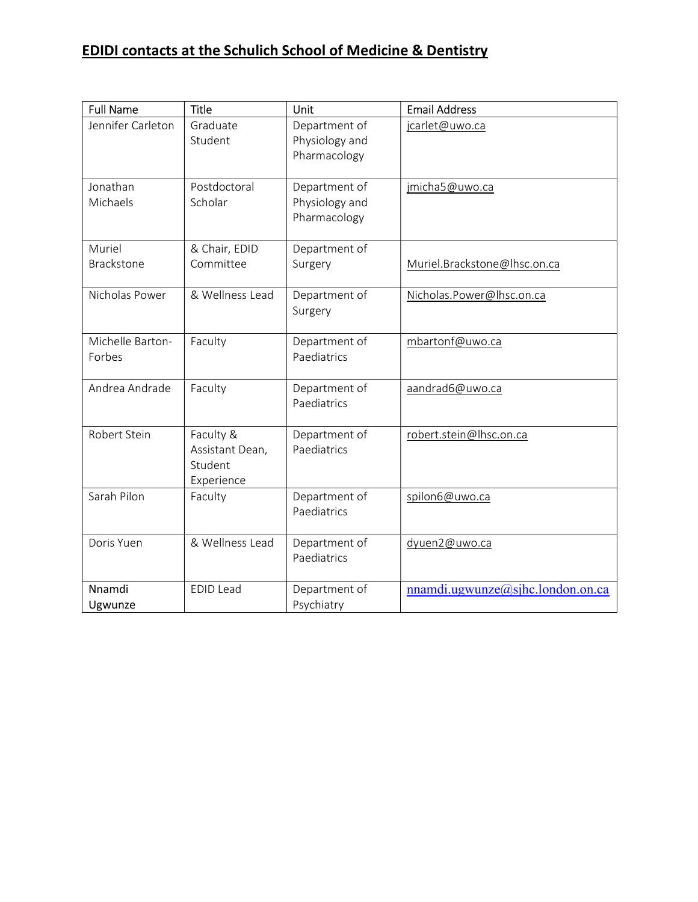## EDIDI contacts at the Schulich School of Medicine & Dentistry

| Full Name | Title | Unit | Email Address |
| --- | --- | --- | --- |
| Jennifer Carleton | Graduate Student | Department of Physiology and Pharmacology | jcarlet@uwo.ca |
| Jonathan Michaels | Postdoctoral Scholar | Department of Physiology and Pharmacology | jmicha5@uwo.ca |
| Muriel Brackstone | & Chair, EDID Committee | Department of Surgery | Muriel.Brackstone@lhsc.on.ca |
| Nicholas Power | & Wellness Lead | Department of Surgery | Nicholas.Power@lhsc.on.ca |
| Michelle Barton-Forbes | Faculty | Department of Paediatrics | mbartonf@uwo.ca |
| Andrea Andrade | Faculty | Department of Paediatrics | aandrad6@uwo.ca |
| Robert Stein | Faculty & Assistant Dean, Student Experience | Department of Paediatrics | robert.stein@lhsc.on.ca |
| Sarah Pilon | Faculty | Department of Paediatrics | spilon6@uwo.ca |
| Doris Yuen | & Wellness Lead | Department of Paediatrics | dyuen2@uwo.ca |
| Nnamdi Ugwunze | EDID Lead | Department of Psychiatry | nnamdi.ugwunze@sjhc.london.on.ca |